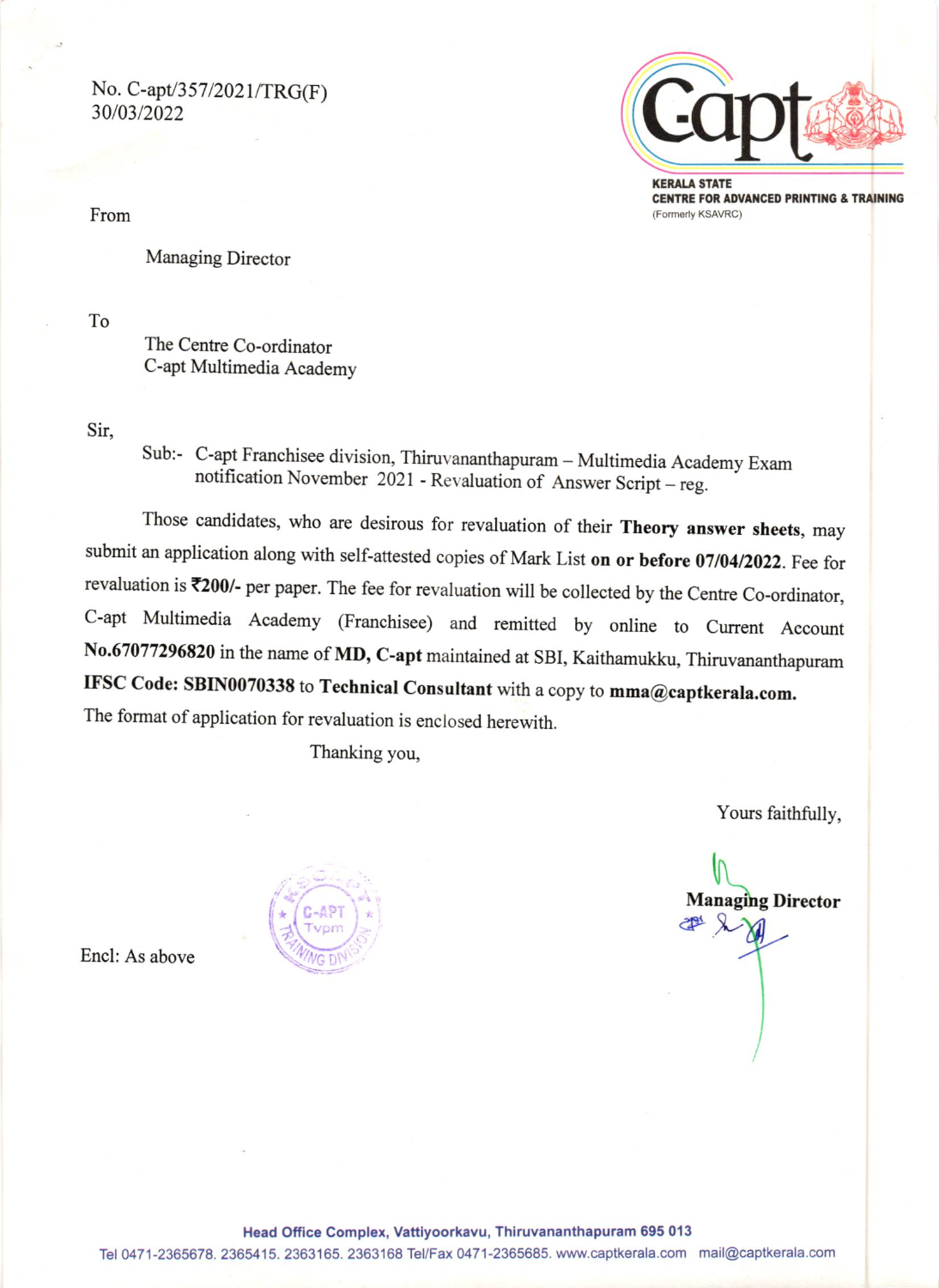No. C-apt/357/2021/TRG(F)
30/03/2022

KERALA STATE
CENTRE FOR ADVANCED PRINTING & TRAINING
(Formerly KSAVRC)

From

Managing Director

To

The Centre Co-ordinator
C-apt Multimedia Academy

Sir,

Sub:- C-apt Franchisee division, Thiruvananthapuram – Multimedia Academy Exam notification November 2021 - Revaluation of Answer Script – reg.

Those candidates, who are desirous for revaluation of their **Theory answer sheets**, may submit an application along with self-attested copies of Mark List **on or before 07/04/2022**. Fee for revaluation is **₹200/-** per paper. The fee for revaluation will be collected by the Centre Co-ordinator, C-apt Multimedia Academy (Franchisee) and remitted by online to Current Account **No.67077296820** in the name of **MD, C-apt** maintained at SBI, Kaithamukku, Thiruvananthapuram **IFSC Code: SBIN0070338** to **Technical Consultant** with a copy to **mma@captkerala.com.**
The format of application for revaluation is enclosed herewith.

Thanking you,

Yours faithfully,

**Managing Director**

Encl: As above

Head Office Complex, Vattiyoorkavu, Thiruvananthapuram 695 013
Tel 0471-2365678. 2365415. 2363165. 2363168 Tel/Fax 0471-2365685. www.captkerala.com mail@captkerala.com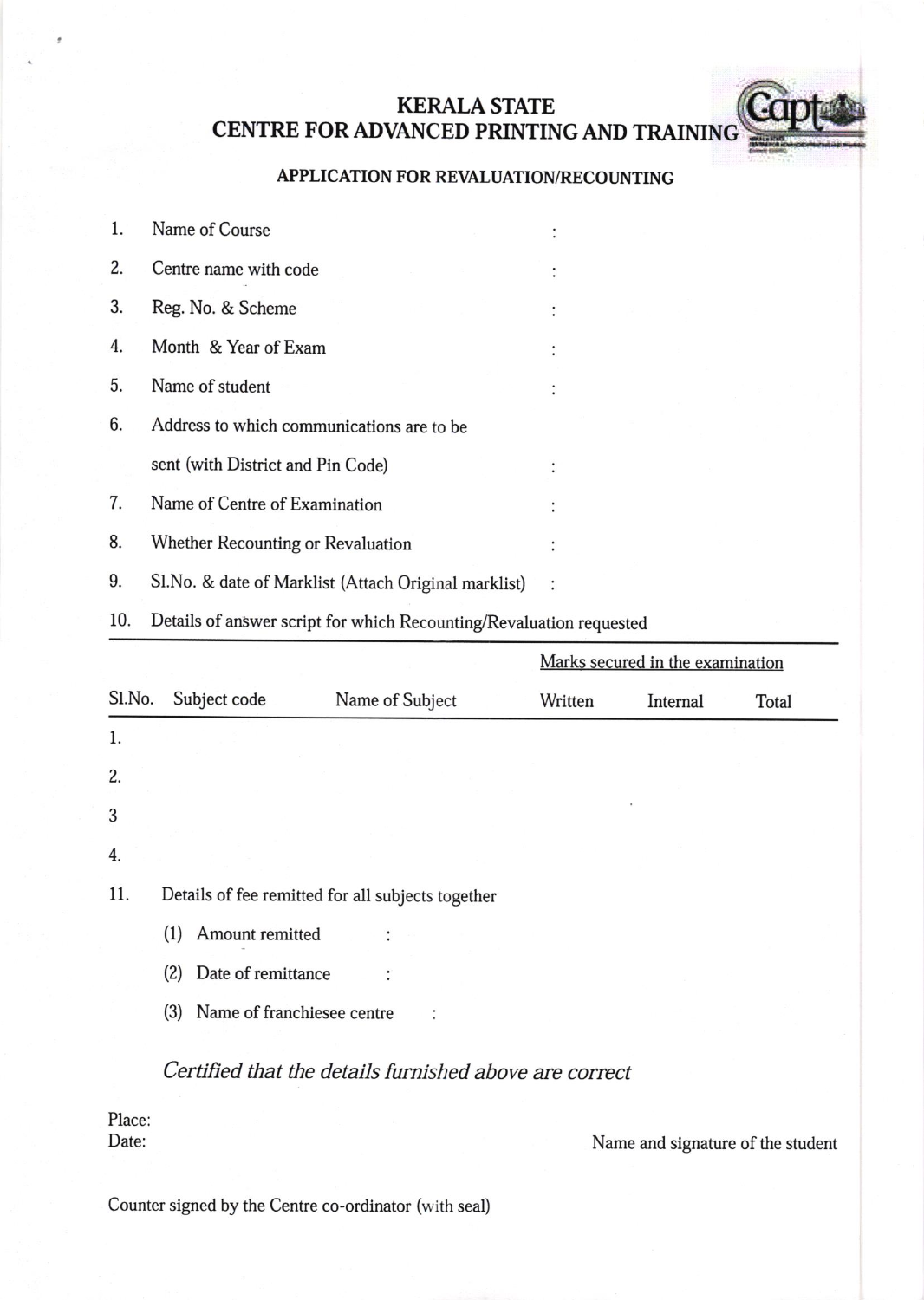# KERALA STATE
# CENTRE FOR ADVANCED PRINTING AND TRAINING

## APPLICATION FOR REVALUATION/RECOUNTING

1. Name of Course :
2. Centre name with code :
3. Reg. No. & Scheme :
4. Month & Year of Exam :
5. Name of student :
6. Address to which communications are to be sent (with District and Pin Code) :
7. Name of Centre of Examination :
8. Whether Recounting or Revaluation :
9. Sl.No. & date of Marklist (Attach Original marklist) :
10. Details of answer script for which Recounting/Revaluation requested

| | | | Marks secured in the examination | | |
|---|---|---|---|---|---|
| Sl.No. | Subject code | Name of Subject | Written | Internal | Total |
| 1. | | | | | |
| 2. | | | | | |
| 3 | | | | | |
| 4. | | | | | |

11. Details of fee remitted for all subjects together
    (1) Amount remitted :
    (2) Date of remittance :
    (3) Name of franchiesee centre :

*Certified that the details furnished above are correct*

Place:
Date:

Name and signature of the student

Counter signed by the Centre co-ordinator (with seal)